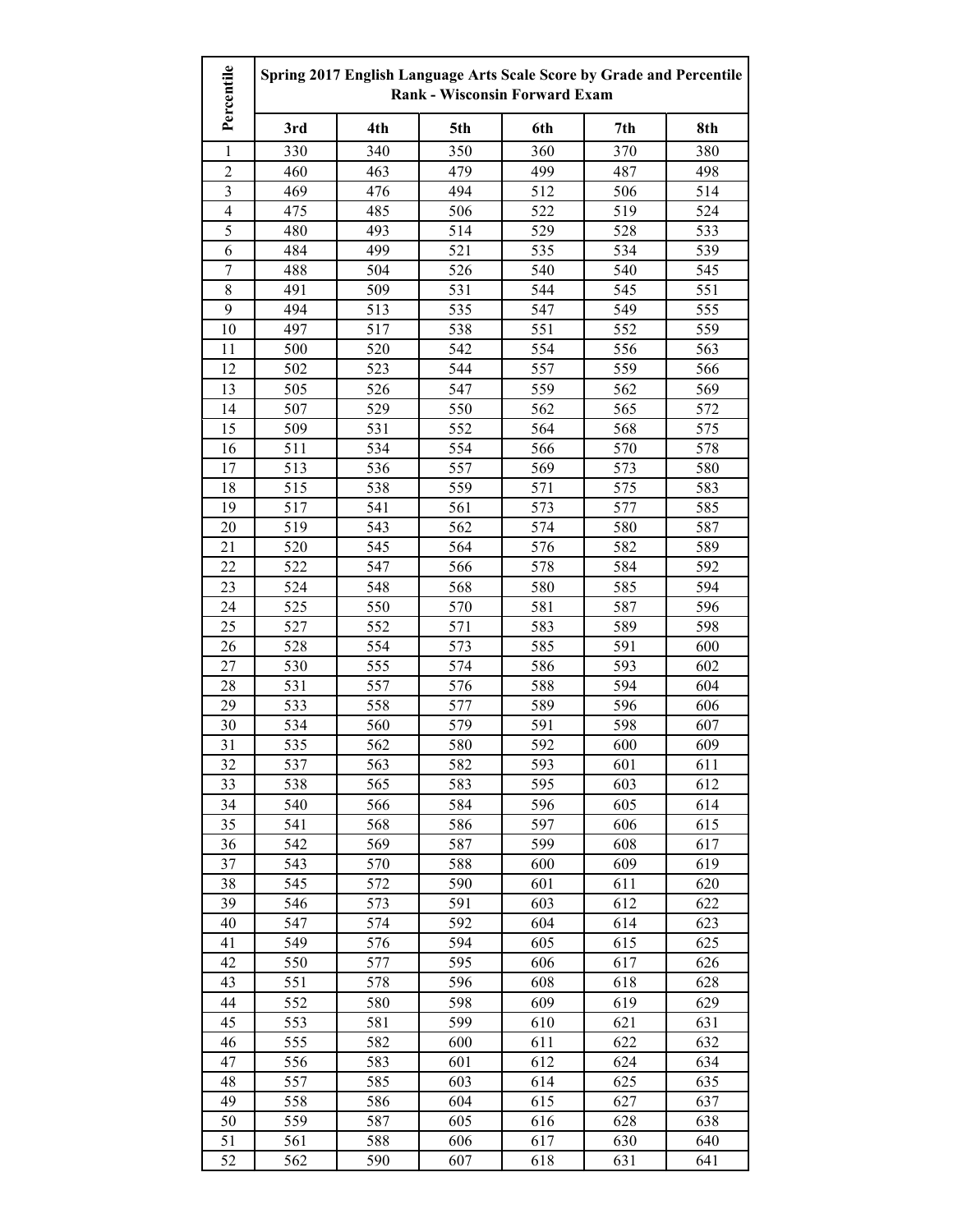| Percentile | Spring 2017 English Language Arts Scale Score by Grade and Percentile Rank - Wisconsin Forward Exam | | | | | |
|---|---|---|---|---|---|---|
| | 3rd | 4th | 5th | 6th | 7th | 8th |
| 1 | 330 | 340 | 350 | 360 | 370 | 380 |
| 2 | 460 | 463 | 479 | 499 | 487 | 498 |
| 3 | 469 | 476 | 494 | 512 | 506 | 514 |
| 4 | 475 | 485 | 506 | 522 | 519 | 524 |
| 5 | 480 | 493 | 514 | 529 | 528 | 533 |
| 6 | 484 | 499 | 521 | 535 | 534 | 539 |
| 7 | 488 | 504 | 526 | 540 | 540 | 545 |
| 8 | 491 | 509 | 531 | 544 | 545 | 551 |
| 9 | 494 | 513 | 535 | 547 | 549 | 555 |
| 10 | 497 | 517 | 538 | 551 | 552 | 559 |
| 11 | 500 | 520 | 542 | 554 | 556 | 563 |
| 12 | 502 | 523 | 544 | 557 | 559 | 566 |
| 13 | 505 | 526 | 547 | 559 | 562 | 569 |
| 14 | 507 | 529 | 550 | 562 | 565 | 572 |
| 15 | 509 | 531 | 552 | 564 | 568 | 575 |
| 16 | 511 | 534 | 554 | 566 | 570 | 578 |
| 17 | 513 | 536 | 557 | 569 | 573 | 580 |
| 18 | 515 | 538 | 559 | 571 | 575 | 583 |
| 19 | 517 | 541 | 561 | 573 | 577 | 585 |
| 20 | 519 | 543 | 562 | 574 | 580 | 587 |
| 21 | 520 | 545 | 564 | 576 | 582 | 589 |
| 22 | 522 | 547 | 566 | 578 | 584 | 592 |
| 23 | 524 | 548 | 568 | 580 | 585 | 594 |
| 24 | 525 | 550 | 570 | 581 | 587 | 596 |
| 25 | 527 | 552 | 571 | 583 | 589 | 598 |
| 26 | 528 | 554 | 573 | 585 | 591 | 600 |
| 27 | 530 | 555 | 574 | 586 | 593 | 602 |
| 28 | 531 | 557 | 576 | 588 | 594 | 604 |
| 29 | 533 | 558 | 577 | 589 | 596 | 606 |
| 30 | 534 | 560 | 579 | 591 | 598 | 607 |
| 31 | 535 | 562 | 580 | 592 | 600 | 609 |
| 32 | 537 | 563 | 582 | 593 | 601 | 611 |
| 33 | 538 | 565 | 583 | 595 | 603 | 612 |
| 34 | 540 | 566 | 584 | 596 | 605 | 614 |
| 35 | 541 | 568 | 586 | 597 | 606 | 615 |
| 36 | 542 | 569 | 587 | 599 | 608 | 617 |
| 37 | 543 | 570 | 588 | 600 | 609 | 619 |
| 38 | 545 | 572 | 590 | 601 | 611 | 620 |
| 39 | 546 | 573 | 591 | 603 | 612 | 622 |
| 40 | 547 | 574 | 592 | 604 | 614 | 623 |
| 41 | 549 | 576 | 594 | 605 | 615 | 625 |
| 42 | 550 | 577 | 595 | 606 | 617 | 626 |
| 43 | 551 | 578 | 596 | 608 | 618 | 628 |
| 44 | 552 | 580 | 598 | 609 | 619 | 629 |
| 45 | 553 | 581 | 599 | 610 | 621 | 631 |
| 46 | 555 | 582 | 600 | 611 | 622 | 632 |
| 47 | 556 | 583 | 601 | 612 | 624 | 634 |
| 48 | 557 | 585 | 603 | 614 | 625 | 635 |
| 49 | 558 | 586 | 604 | 615 | 627 | 637 |
| 50 | 559 | 587 | 605 | 616 | 628 | 638 |
| 51 | 561 | 588 | 606 | 617 | 630 | 640 |
| 52 | 562 | 590 | 607 | 618 | 631 | 641 |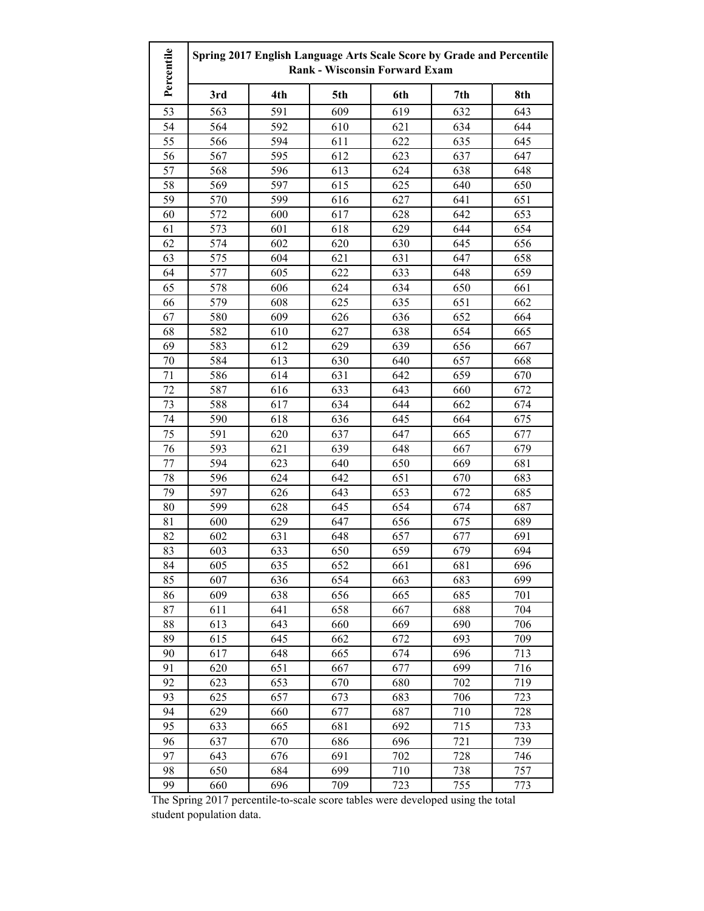| Percentile | Spring 2017 English Language Arts Scale Score by Grade and Percentile Rank - Wisconsin Forward Exam | | | | | |
|---|---|---|---|---|---|---|
| | 3rd | 4th | 5th | 6th | 7th | 8th |
| 53 | 563 | 591 | 609 | 619 | 632 | 643 |
| 54 | 564 | 592 | 610 | 621 | 634 | 644 |
| 55 | 566 | 594 | 611 | 622 | 635 | 645 |
| 56 | 567 | 595 | 612 | 623 | 637 | 647 |
| 57 | 568 | 596 | 613 | 624 | 638 | 648 |
| 58 | 569 | 597 | 615 | 625 | 640 | 650 |
| 59 | 570 | 599 | 616 | 627 | 641 | 651 |
| 60 | 572 | 600 | 617 | 628 | 642 | 653 |
| 61 | 573 | 601 | 618 | 629 | 644 | 654 |
| 62 | 574 | 602 | 620 | 630 | 645 | 656 |
| 63 | 575 | 604 | 621 | 631 | 647 | 658 |
| 64 | 577 | 605 | 622 | 633 | 648 | 659 |
| 65 | 578 | 606 | 624 | 634 | 650 | 661 |
| 66 | 579 | 608 | 625 | 635 | 651 | 662 |
| 67 | 580 | 609 | 626 | 636 | 652 | 664 |
| 68 | 582 | 610 | 627 | 638 | 654 | 665 |
| 69 | 583 | 612 | 629 | 639 | 656 | 667 |
| 70 | 584 | 613 | 630 | 640 | 657 | 668 |
| 71 | 586 | 614 | 631 | 642 | 659 | 670 |
| 72 | 587 | 616 | 633 | 643 | 660 | 672 |
| 73 | 588 | 617 | 634 | 644 | 662 | 674 |
| 74 | 590 | 618 | 636 | 645 | 664 | 675 |
| 75 | 591 | 620 | 637 | 647 | 665 | 677 |
| 76 | 593 | 621 | 639 | 648 | 667 | 679 |
| 77 | 594 | 623 | 640 | 650 | 669 | 681 |
| 78 | 596 | 624 | 642 | 651 | 670 | 683 |
| 79 | 597 | 626 | 643 | 653 | 672 | 685 |
| 80 | 599 | 628 | 645 | 654 | 674 | 687 |
| 81 | 600 | 629 | 647 | 656 | 675 | 689 |
| 82 | 602 | 631 | 648 | 657 | 677 | 691 |
| 83 | 603 | 633 | 650 | 659 | 679 | 694 |
| 84 | 605 | 635 | 652 | 661 | 681 | 696 |
| 85 | 607 | 636 | 654 | 663 | 683 | 699 |
| 86 | 609 | 638 | 656 | 665 | 685 | 701 |
| 87 | 611 | 641 | 658 | 667 | 688 | 704 |
| 88 | 613 | 643 | 660 | 669 | 690 | 706 |
| 89 | 615 | 645 | 662 | 672 | 693 | 709 |
| 90 | 617 | 648 | 665 | 674 | 696 | 713 |
| 91 | 620 | 651 | 667 | 677 | 699 | 716 |
| 92 | 623 | 653 | 670 | 680 | 702 | 719 |
| 93 | 625 | 657 | 673 | 683 | 706 | 723 |
| 94 | 629 | 660 | 677 | 687 | 710 | 728 |
| 95 | 633 | 665 | 681 | 692 | 715 | 733 |
| 96 | 637 | 670 | 686 | 696 | 721 | 739 |
| 97 | 643 | 676 | 691 | 702 | 728 | 746 |
| 98 | 650 | 684 | 699 | 710 | 738 | 757 |
| 99 | 660 | 696 | 709 | 723 | 755 | 773 |

The Spring 2017 percentile-to-scale score tables were developed using the total student population data.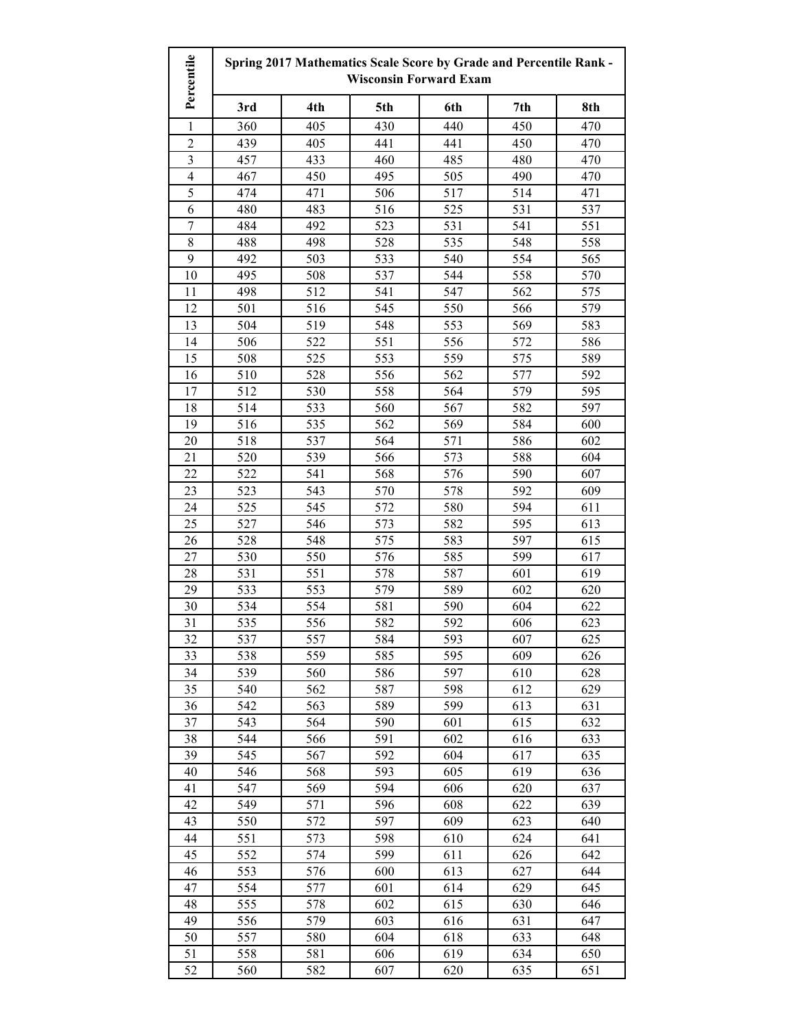| Percentile | Spring 2017 Mathematics Scale Score by Grade and Percentile Rank - Wisconsin Forward Exam | | | | | |
|---|---|---|---|---|---|---|
| | 3rd | 4th | 5th | 6th | 7th | 8th |
| 1 | 360 | 405 | 430 | 440 | 450 | 470 |
| 2 | 439 | 405 | 441 | 441 | 450 | 470 |
| 3 | 457 | 433 | 460 | 485 | 480 | 470 |
| 4 | 467 | 450 | 495 | 505 | 490 | 470 |
| 5 | 474 | 471 | 506 | 517 | 514 | 471 |
| 6 | 480 | 483 | 516 | 525 | 531 | 537 |
| 7 | 484 | 492 | 523 | 531 | 541 | 551 |
| 8 | 488 | 498 | 528 | 535 | 548 | 558 |
| 9 | 492 | 503 | 533 | 540 | 554 | 565 |
| 10 | 495 | 508 | 537 | 544 | 558 | 570 |
| 11 | 498 | 512 | 541 | 547 | 562 | 575 |
| 12 | 501 | 516 | 545 | 550 | 566 | 579 |
| 13 | 504 | 519 | 548 | 553 | 569 | 583 |
| 14 | 506 | 522 | 551 | 556 | 572 | 586 |
| 15 | 508 | 525 | 553 | 559 | 575 | 589 |
| 16 | 510 | 528 | 556 | 562 | 577 | 592 |
| 17 | 512 | 530 | 558 | 564 | 579 | 595 |
| 18 | 514 | 533 | 560 | 567 | 582 | 597 |
| 19 | 516 | 535 | 562 | 569 | 584 | 600 |
| 20 | 518 | 537 | 564 | 571 | 586 | 602 |
| 21 | 520 | 539 | 566 | 573 | 588 | 604 |
| 22 | 522 | 541 | 568 | 576 | 590 | 607 |
| 23 | 523 | 543 | 570 | 578 | 592 | 609 |
| 24 | 525 | 545 | 572 | 580 | 594 | 611 |
| 25 | 527 | 546 | 573 | 582 | 595 | 613 |
| 26 | 528 | 548 | 575 | 583 | 597 | 615 |
| 27 | 530 | 550 | 576 | 585 | 599 | 617 |
| 28 | 531 | 551 | 578 | 587 | 601 | 619 |
| 29 | 533 | 553 | 579 | 589 | 602 | 620 |
| 30 | 534 | 554 | 581 | 590 | 604 | 622 |
| 31 | 535 | 556 | 582 | 592 | 606 | 623 |
| 32 | 537 | 557 | 584 | 593 | 607 | 625 |
| 33 | 538 | 559 | 585 | 595 | 609 | 626 |
| 34 | 539 | 560 | 586 | 597 | 610 | 628 |
| 35 | 540 | 562 | 587 | 598 | 612 | 629 |
| 36 | 542 | 563 | 589 | 599 | 613 | 631 |
| 37 | 543 | 564 | 590 | 601 | 615 | 632 |
| 38 | 544 | 566 | 591 | 602 | 616 | 633 |
| 39 | 545 | 567 | 592 | 604 | 617 | 635 |
| 40 | 546 | 568 | 593 | 605 | 619 | 636 |
| 41 | 547 | 569 | 594 | 606 | 620 | 637 |
| 42 | 549 | 571 | 596 | 608 | 622 | 639 |
| 43 | 550 | 572 | 597 | 609 | 623 | 640 |
| 44 | 551 | 573 | 598 | 610 | 624 | 641 |
| 45 | 552 | 574 | 599 | 611 | 626 | 642 |
| 46 | 553 | 576 | 600 | 613 | 627 | 644 |
| 47 | 554 | 577 | 601 | 614 | 629 | 645 |
| 48 | 555 | 578 | 602 | 615 | 630 | 646 |
| 49 | 556 | 579 | 603 | 616 | 631 | 647 |
| 50 | 557 | 580 | 604 | 618 | 633 | 648 |
| 51 | 558 | 581 | 606 | 619 | 634 | 650 |
| 52 | 560 | 582 | 607 | 620 | 635 | 651 |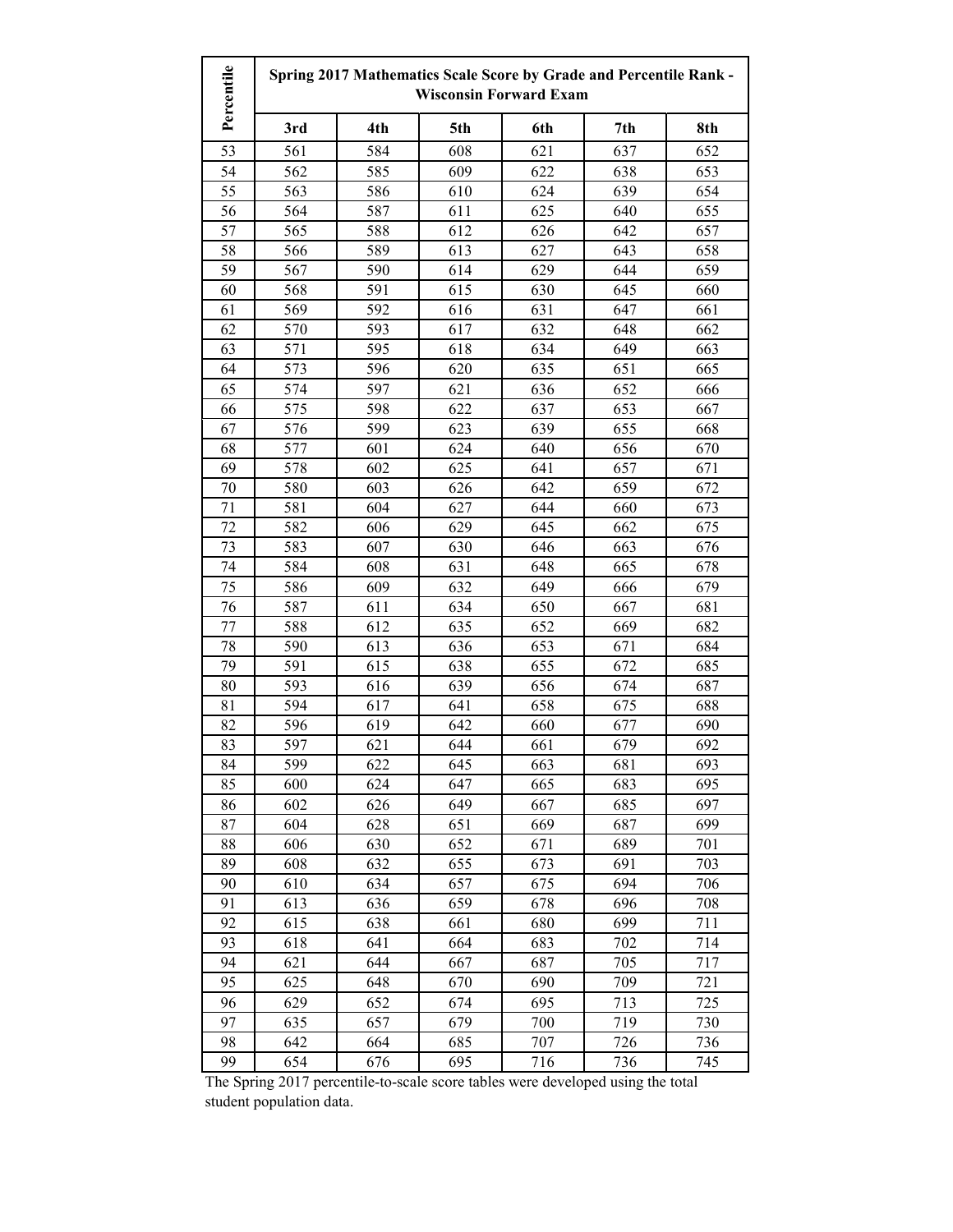| Percentile | Spring 2017 Mathematics Scale Score by Grade and Percentile Rank - Wisconsin Forward Exam | | | | | |
|---|---|---|---|---|---|---|
| | 3rd | 4th | 5th | 6th | 7th | 8th |
| 53 | 561 | 584 | 608 | 621 | 637 | 652 |
| 54 | 562 | 585 | 609 | 622 | 638 | 653 |
| 55 | 563 | 586 | 610 | 624 | 639 | 654 |
| 56 | 564 | 587 | 611 | 625 | 640 | 655 |
| 57 | 565 | 588 | 612 | 626 | 642 | 657 |
| 58 | 566 | 589 | 613 | 627 | 643 | 658 |
| 59 | 567 | 590 | 614 | 629 | 644 | 659 |
| 60 | 568 | 591 | 615 | 630 | 645 | 660 |
| 61 | 569 | 592 | 616 | 631 | 647 | 661 |
| 62 | 570 | 593 | 617 | 632 | 648 | 662 |
| 63 | 571 | 595 | 618 | 634 | 649 | 663 |
| 64 | 573 | 596 | 620 | 635 | 651 | 665 |
| 65 | 574 | 597 | 621 | 636 | 652 | 666 |
| 66 | 575 | 598 | 622 | 637 | 653 | 667 |
| 67 | 576 | 599 | 623 | 639 | 655 | 668 |
| 68 | 577 | 601 | 624 | 640 | 656 | 670 |
| 69 | 578 | 602 | 625 | 641 | 657 | 671 |
| 70 | 580 | 603 | 626 | 642 | 659 | 672 |
| 71 | 581 | 604 | 627 | 644 | 660 | 673 |
| 72 | 582 | 606 | 629 | 645 | 662 | 675 |
| 73 | 583 | 607 | 630 | 646 | 663 | 676 |
| 74 | 584 | 608 | 631 | 648 | 665 | 678 |
| 75 | 586 | 609 | 632 | 649 | 666 | 679 |
| 76 | 587 | 611 | 634 | 650 | 667 | 681 |
| 77 | 588 | 612 | 635 | 652 | 669 | 682 |
| 78 | 590 | 613 | 636 | 653 | 671 | 684 |
| 79 | 591 | 615 | 638 | 655 | 672 | 685 |
| 80 | 593 | 616 | 639 | 656 | 674 | 687 |
| 81 | 594 | 617 | 641 | 658 | 675 | 688 |
| 82 | 596 | 619 | 642 | 660 | 677 | 690 |
| 83 | 597 | 621 | 644 | 661 | 679 | 692 |
| 84 | 599 | 622 | 645 | 663 | 681 | 693 |
| 85 | 600 | 624 | 647 | 665 | 683 | 695 |
| 86 | 602 | 626 | 649 | 667 | 685 | 697 |
| 87 | 604 | 628 | 651 | 669 | 687 | 699 |
| 88 | 606 | 630 | 652 | 671 | 689 | 701 |
| 89 | 608 | 632 | 655 | 673 | 691 | 703 |
| 90 | 610 | 634 | 657 | 675 | 694 | 706 |
| 91 | 613 | 636 | 659 | 678 | 696 | 708 |
| 92 | 615 | 638 | 661 | 680 | 699 | 711 |
| 93 | 618 | 641 | 664 | 683 | 702 | 714 |
| 94 | 621 | 644 | 667 | 687 | 705 | 717 |
| 95 | 625 | 648 | 670 | 690 | 709 | 721 |
| 96 | 629 | 652 | 674 | 695 | 713 | 725 |
| 97 | 635 | 657 | 679 | 700 | 719 | 730 |
| 98 | 642 | 664 | 685 | 707 | 726 | 736 |
| 99 | 654 | 676 | 695 | 716 | 736 | 745 |

The Spring 2017 percentile-to-scale score tables were developed using the total student population data.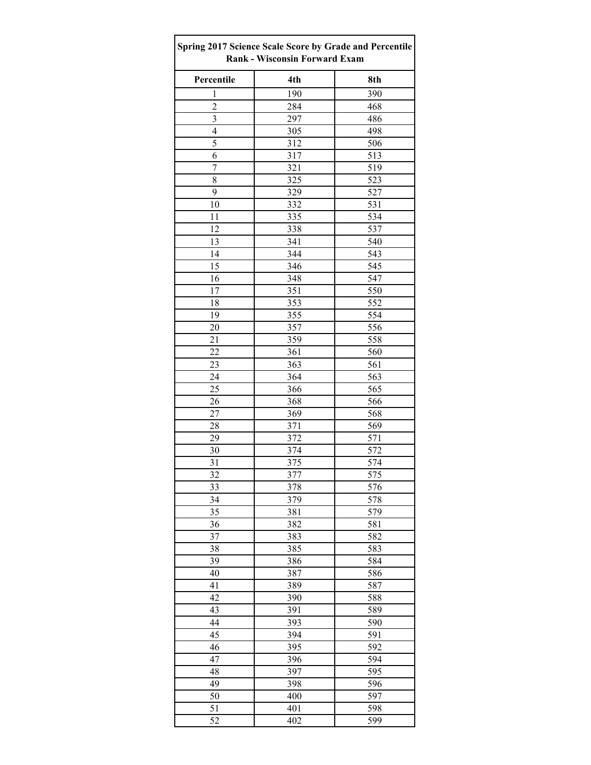| Spring 2017 Science Scale Score by Grade and Percentile Rank - Wisconsin Forward Exam | | |
|---|---|---|
| **Percentile** | **4th** | **8th** |
| 1 | 190 | 390 |
| 2 | 284 | 468 |
| 3 | 297 | 486 |
| 4 | 305 | 498 |
| 5 | 312 | 506 |
| 6 | 317 | 513 |
| 7 | 321 | 519 |
| 8 | 325 | 523 |
| 9 | 329 | 527 |
| 10 | 332 | 531 |
| 11 | 335 | 534 |
| 12 | 338 | 537 |
| 13 | 341 | 540 |
| 14 | 344 | 543 |
| 15 | 346 | 545 |
| 16 | 348 | 547 |
| 17 | 351 | 550 |
| 18 | 353 | 552 |
| 19 | 355 | 554 |
| 20 | 357 | 556 |
| 21 | 359 | 558 |
| 22 | 361 | 560 |
| 23 | 363 | 561 |
| 24 | 364 | 563 |
| 25 | 366 | 565 |
| 26 | 368 | 566 |
| 27 | 369 | 568 |
| 28 | 371 | 569 |
| 29 | 372 | 571 |
| 30 | 374 | 572 |
| 31 | 375 | 574 |
| 32 | 377 | 575 |
| 33 | 378 | 576 |
| 34 | 379 | 578 |
| 35 | 381 | 579 |
| 36 | 382 | 581 |
| 37 | 383 | 582 |
| 38 | 385 | 583 |
| 39 | 386 | 584 |
| 40 | 387 | 586 |
| 41 | 389 | 587 |
| 42 | 390 | 588 |
| 43 | 391 | 589 |
| 44 | 393 | 590 |
| 45 | 394 | 591 |
| 46 | 395 | 592 |
| 47 | 396 | 594 |
| 48 | 397 | 595 |
| 49 | 398 | 596 |
| 50 | 400 | 597 |
| 51 | 401 | 598 |
| 52 | 402 | 599 |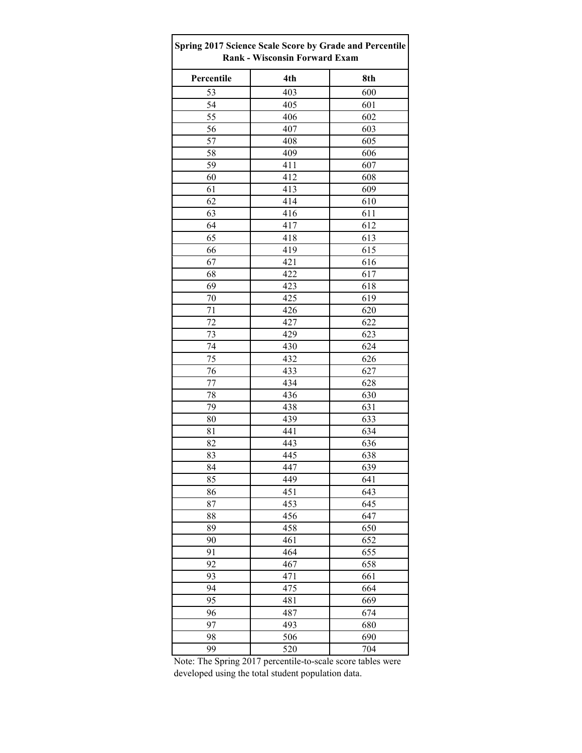| Spring 2017 Science Scale Score by Grade and Percentile Rank - Wisconsin Forward Exam | | |
|---|---|---|
| **Percentile** | **4th** | **8th** |
| 53 | 403 | 600 |
| 54 | 405 | 601 |
| 55 | 406 | 602 |
| 56 | 407 | 603 |
| 57 | 408 | 605 |
| 58 | 409 | 606 |
| 59 | 411 | 607 |
| 60 | 412 | 608 |
| 61 | 413 | 609 |
| 62 | 414 | 610 |
| 63 | 416 | 611 |
| 64 | 417 | 612 |
| 65 | 418 | 613 |
| 66 | 419 | 615 |
| 67 | 421 | 616 |
| 68 | 422 | 617 |
| 69 | 423 | 618 |
| 70 | 425 | 619 |
| 71 | 426 | 620 |
| 72 | 427 | 622 |
| 73 | 429 | 623 |
| 74 | 430 | 624 |
| 75 | 432 | 626 |
| 76 | 433 | 627 |
| 77 | 434 | 628 |
| 78 | 436 | 630 |
| 79 | 438 | 631 |
| 80 | 439 | 633 |
| 81 | 441 | 634 |
| 82 | 443 | 636 |
| 83 | 445 | 638 |
| 84 | 447 | 639 |
| 85 | 449 | 641 |
| 86 | 451 | 643 |
| 87 | 453 | 645 |
| 88 | 456 | 647 |
| 89 | 458 | 650 |
| 90 | 461 | 652 |
| 91 | 464 | 655 |
| 92 | 467 | 658 |
| 93 | 471 | 661 |
| 94 | 475 | 664 |
| 95 | 481 | 669 |
| 96 | 487 | 674 |
| 97 | 493 | 680 |
| 98 | 506 | 690 |
| 99 | 520 | 704 |

Note: The Spring 2017 percentile-to-scale score tables were developed using the total student population data.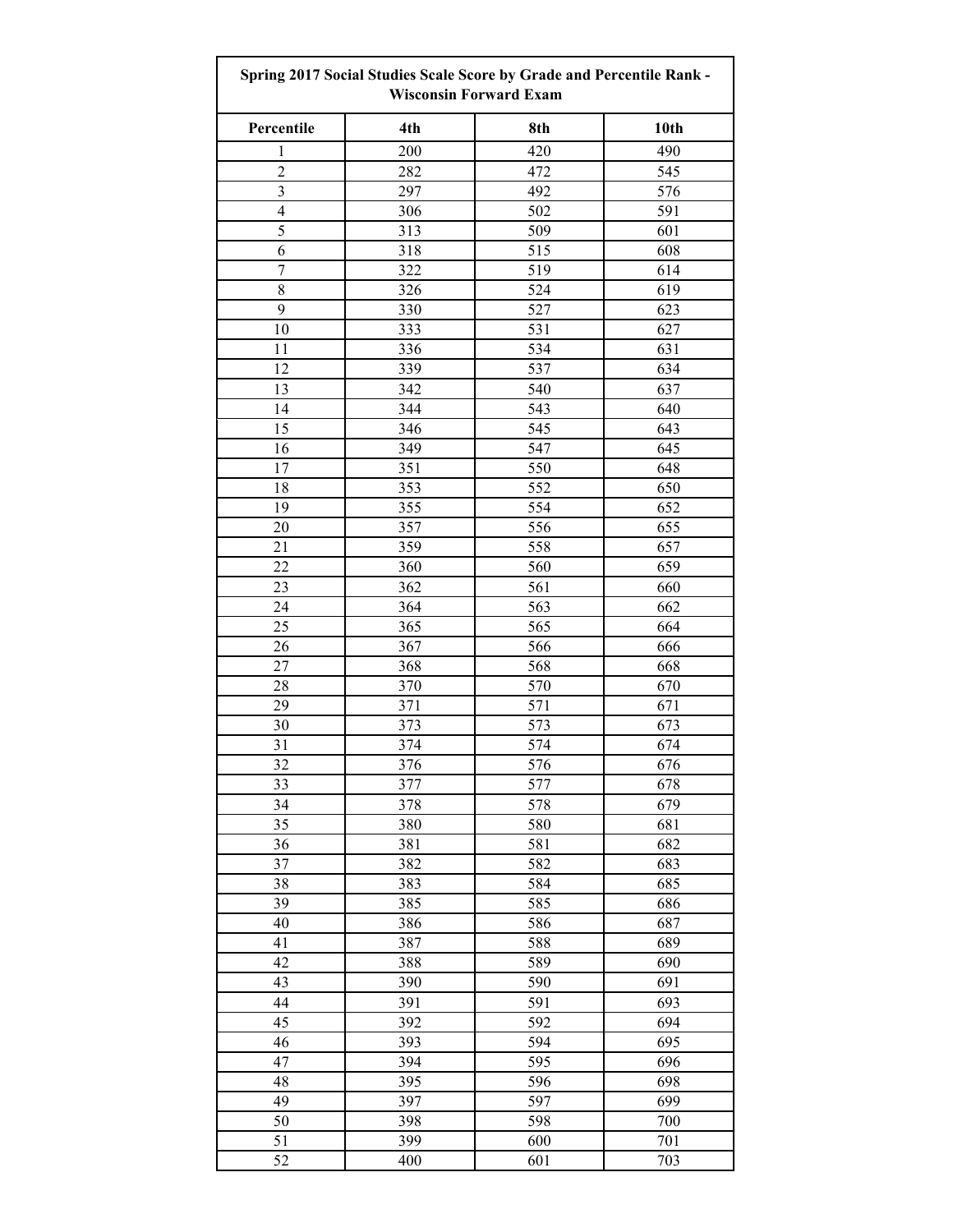| Spring 2017 Social Studies Scale Score by Grade and Percentile Rank - Wisconsin Forward Exam | | | |
|---|---|---|---|
| **Percentile** | **4th** | **8th** | **10th** |
| 1 | 200 | 420 | 490 |
| 2 | 282 | 472 | 545 |
| 3 | 297 | 492 | 576 |
| 4 | 306 | 502 | 591 |
| 5 | 313 | 509 | 601 |
| 6 | 318 | 515 | 608 |
| 7 | 322 | 519 | 614 |
| 8 | 326 | 524 | 619 |
| 9 | 330 | 527 | 623 |
| 10 | 333 | 531 | 627 |
| 11 | 336 | 534 | 631 |
| 12 | 339 | 537 | 634 |
| 13 | 342 | 540 | 637 |
| 14 | 344 | 543 | 640 |
| 15 | 346 | 545 | 643 |
| 16 | 349 | 547 | 645 |
| 17 | 351 | 550 | 648 |
| 18 | 353 | 552 | 650 |
| 19 | 355 | 554 | 652 |
| 20 | 357 | 556 | 655 |
| 21 | 359 | 558 | 657 |
| 22 | 360 | 560 | 659 |
| 23 | 362 | 561 | 660 |
| 24 | 364 | 563 | 662 |
| 25 | 365 | 565 | 664 |
| 26 | 367 | 566 | 666 |
| 27 | 368 | 568 | 668 |
| 28 | 370 | 570 | 670 |
| 29 | 371 | 571 | 671 |
| 30 | 373 | 573 | 673 |
| 31 | 374 | 574 | 674 |
| 32 | 376 | 576 | 676 |
| 33 | 377 | 577 | 678 |
| 34 | 378 | 578 | 679 |
| 35 | 380 | 580 | 681 |
| 36 | 381 | 581 | 682 |
| 37 | 382 | 582 | 683 |
| 38 | 383 | 584 | 685 |
| 39 | 385 | 585 | 686 |
| 40 | 386 | 586 | 687 |
| 41 | 387 | 588 | 689 |
| 42 | 388 | 589 | 690 |
| 43 | 390 | 590 | 691 |
| 44 | 391 | 591 | 693 |
| 45 | 392 | 592 | 694 |
| 46 | 393 | 594 | 695 |
| 47 | 394 | 595 | 696 |
| 48 | 395 | 596 | 698 |
| 49 | 397 | 597 | 699 |
| 50 | 398 | 598 | 700 |
| 51 | 399 | 600 | 701 |
| 52 | 400 | 601 | 703 |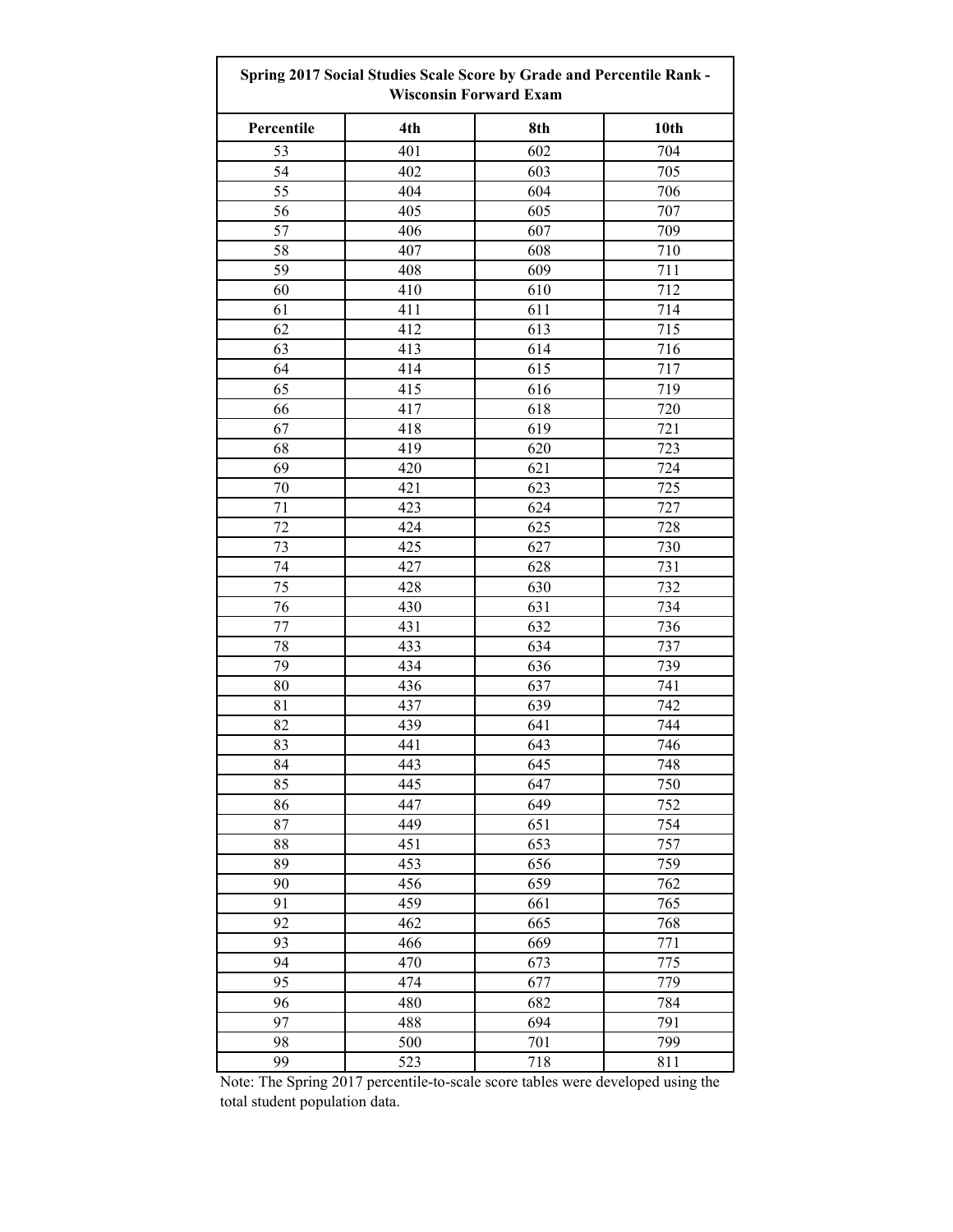| Spring 2017 Social Studies Scale Score by Grade and Percentile Rank - Wisconsin Forward Exam | | | |
|---|---|---|---|
| **Percentile** | **4th** | **8th** | **10th** |
| 53 | 401 | 602 | 704 |
| 54 | 402 | 603 | 705 |
| 55 | 404 | 604 | 706 |
| 56 | 405 | 605 | 707 |
| 57 | 406 | 607 | 709 |
| 58 | 407 | 608 | 710 |
| 59 | 408 | 609 | 711 |
| 60 | 410 | 610 | 712 |
| 61 | 411 | 611 | 714 |
| 62 | 412 | 613 | 715 |
| 63 | 413 | 614 | 716 |
| 64 | 414 | 615 | 717 |
| 65 | 415 | 616 | 719 |
| 66 | 417 | 618 | 720 |
| 67 | 418 | 619 | 721 |
| 68 | 419 | 620 | 723 |
| 69 | 420 | 621 | 724 |
| 70 | 421 | 623 | 725 |
| 71 | 423 | 624 | 727 |
| 72 | 424 | 625 | 728 |
| 73 | 425 | 627 | 730 |
| 74 | 427 | 628 | 731 |
| 75 | 428 | 630 | 732 |
| 76 | 430 | 631 | 734 |
| 77 | 431 | 632 | 736 |
| 78 | 433 | 634 | 737 |
| 79 | 434 | 636 | 739 |
| 80 | 436 | 637 | 741 |
| 81 | 437 | 639 | 742 |
| 82 | 439 | 641 | 744 |
| 83 | 441 | 643 | 746 |
| 84 | 443 | 645 | 748 |
| 85 | 445 | 647 | 750 |
| 86 | 447 | 649 | 752 |
| 87 | 449 | 651 | 754 |
| 88 | 451 | 653 | 757 |
| 89 | 453 | 656 | 759 |
| 90 | 456 | 659 | 762 |
| 91 | 459 | 661 | 765 |
| 92 | 462 | 665 | 768 |
| 93 | 466 | 669 | 771 |
| 94 | 470 | 673 | 775 |
| 95 | 474 | 677 | 779 |
| 96 | 480 | 682 | 784 |
| 97 | 488 | 694 | 791 |
| 98 | 500 | 701 | 799 |
| 99 | 523 | 718 | 811 |

Note: The Spring 2017 percentile-to-scale score tables were developed using the total student population data.